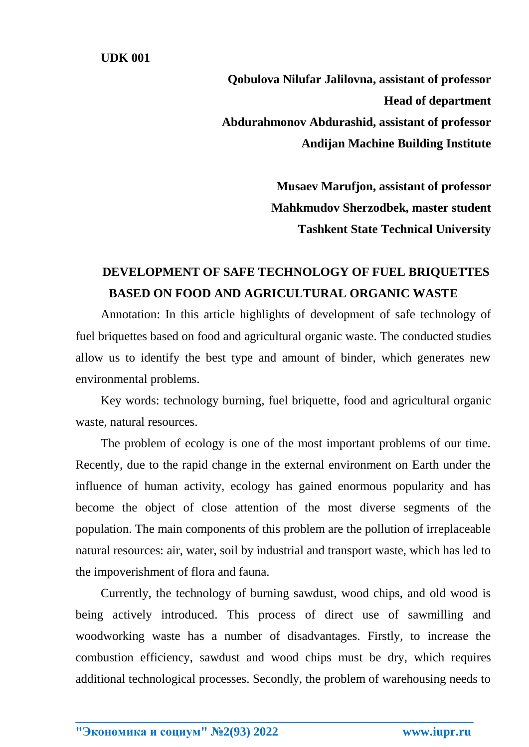**UDK 001**

**Qobulova Nilufar Jalilovna, assistant of professor**
**Head of department**
**Abdurahmonov Abdurashid, assistant of professor**
**Andijan Machine Building Institute**

**Musaev Marufjon, assistant of professor**
**Mahkmudov Sherzodbek, master student**
**Tashkent State Technical University**

# DEVELOPMENT OF SAFE TECHNOLOGY OF FUEL BRIQUETTES BASED ON FOOD AND AGRICULTURAL ORGANIC WASTE

Annotation: In this article highlights of development of safe technology of fuel briquettes based on food and agricultural organic waste. The conducted studies allow us to identify the best type and amount of binder, which generates new environmental problems.

Key words: technology burning, fuel briquette, food and agricultural organic waste, natural resources.

The problem of ecology is one of the most important problems of our time. Recently, due to the rapid change in the external environment on Earth under the influence of human activity, ecology has gained enormous popularity and has become the object of close attention of the most diverse segments of the population. The main components of this problem are the pollution of irreplaceable natural resources: air, water, soil by industrial and transport waste, which has led to the impoverishment of flora and fauna.

Currently, the technology of burning sawdust, wood chips, and old wood is being actively introduced. This process of direct use of sawmilling and woodworking waste has a number of disadvantages. Firstly, to increase the combustion efficiency, sawdust and wood chips must be dry, which requires additional technological processes. Secondly, the problem of warehousing needs to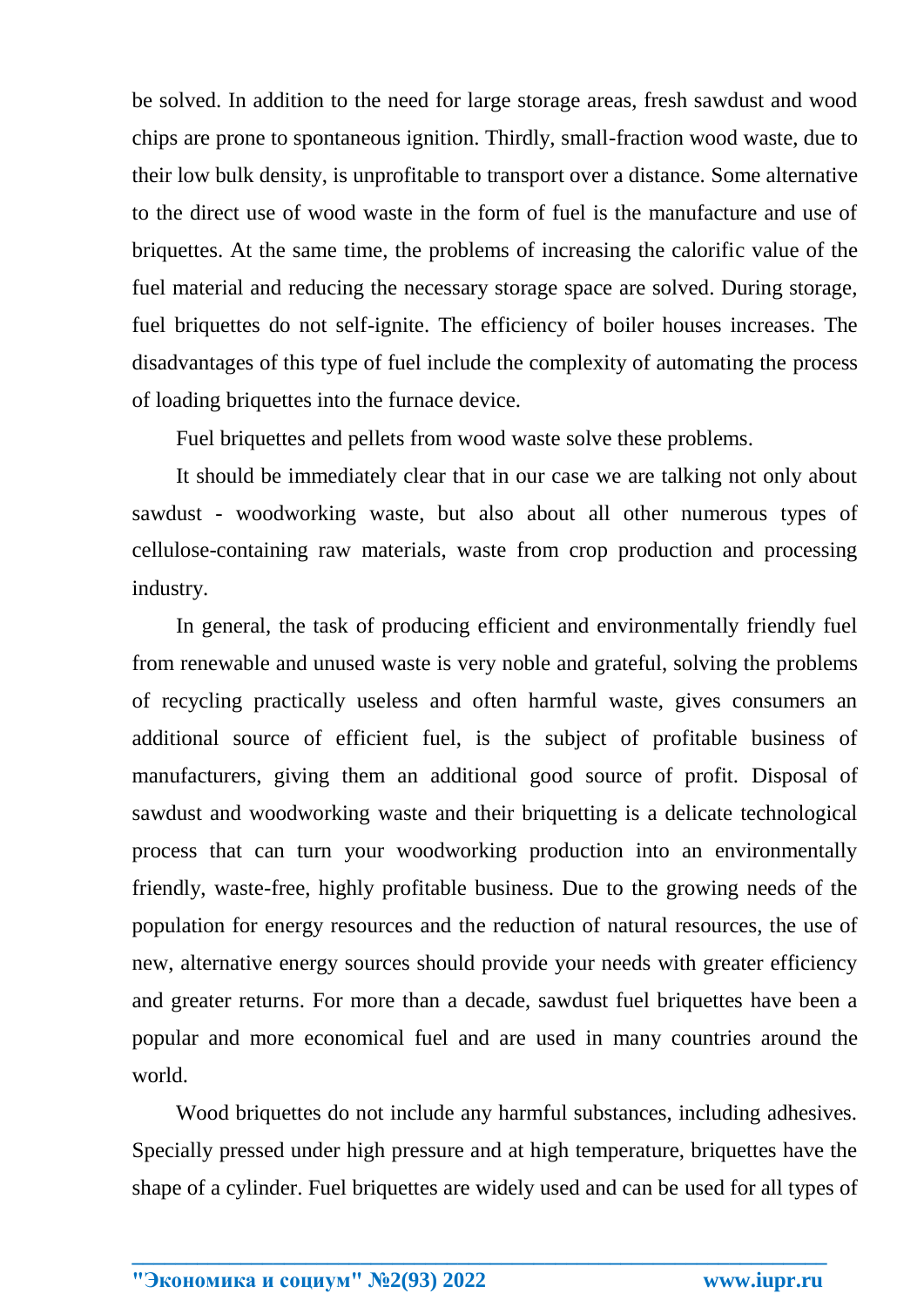be solved. In addition to the need for large storage areas, fresh sawdust and wood chips are prone to spontaneous ignition. Thirdly, small-fraction wood waste, due to their low bulk density, is unprofitable to transport over a distance. Some alternative to the direct use of wood waste in the form of fuel is the manufacture and use of briquettes. At the same time, the problems of increasing the calorific value of the fuel material and reducing the necessary storage space are solved. During storage, fuel briquettes do not self-ignite. The efficiency of boiler houses increases. The disadvantages of this type of fuel include the complexity of automating the process of loading briquettes into the furnace device.

Fuel briquettes and pellets from wood waste solve these problems.

It should be immediately clear that in our case we are talking not only about sawdust - woodworking waste, but also about all other numerous types of cellulose-containing raw materials, waste from crop production and processing industry.

In general, the task of producing efficient and environmentally friendly fuel from renewable and unused waste is very noble and grateful, solving the problems of recycling practically useless and often harmful waste, gives consumers an additional source of efficient fuel, is the subject of profitable business of manufacturers, giving them an additional good source of profit. Disposal of sawdust and woodworking waste and their briquetting is a delicate technological process that can turn your woodworking production into an environmentally friendly, waste-free, highly profitable business. Due to the growing needs of the population for energy resources and the reduction of natural resources, the use of new, alternative energy sources should provide your needs with greater efficiency and greater returns. For more than a decade, sawdust fuel briquettes have been a popular and more economical fuel and are used in many countries around the world.

Wood briquettes do not include any harmful substances, including adhesives. Specially pressed under high pressure and at high temperature, briquettes have the shape of a cylinder. Fuel briquettes are widely used and can be used for all types of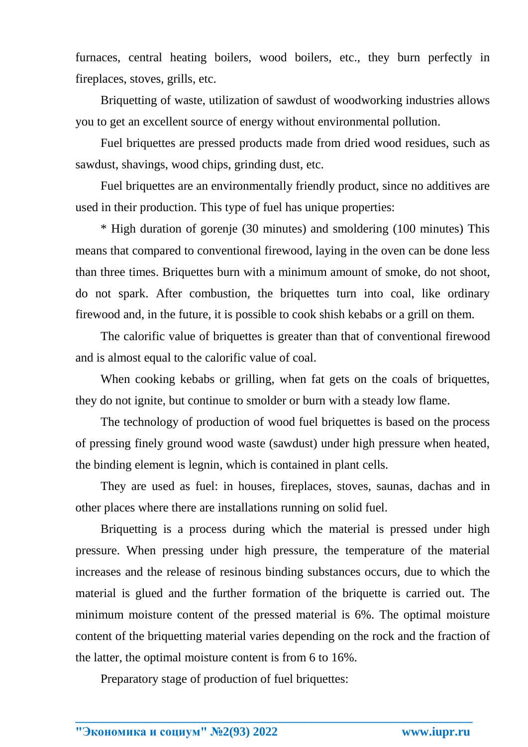furnaces, central heating boilers, wood boilers, etc., they burn perfectly in fireplaces, stoves, grills, etc.

Briquetting of waste, utilization of sawdust of woodworking industries allows you to get an excellent source of energy without environmental pollution.

Fuel briquettes are pressed products made from dried wood residues, such as sawdust, shavings, wood chips, grinding dust, etc.

Fuel briquettes are an environmentally friendly product, since no additives are used in their production. This type of fuel has unique properties:

* High duration of gorenje (30 minutes) and smoldering (100 minutes) This means that compared to conventional firewood, laying in the oven can be done less than three times. Briquettes burn with a minimum amount of smoke, do not shoot, do not spark. After combustion, the briquettes turn into coal, like ordinary firewood and, in the future, it is possible to cook shish kebabs or a grill on them.

The calorific value of briquettes is greater than that of conventional firewood and is almost equal to the calorific value of coal.

When cooking kebabs or grilling, when fat gets on the coals of briquettes, they do not ignite, but continue to smolder or burn with a steady low flame.

The technology of production of wood fuel briquettes is based on the process of pressing finely ground wood waste (sawdust) under high pressure when heated, the binding element is legnin, which is contained in plant cells.

They are used as fuel: in houses, fireplaces, stoves, saunas, dachas and in other places where there are installations running on solid fuel.

Briquetting is a process during which the material is pressed under high pressure. When pressing under high pressure, the temperature of the material increases and the release of resinous binding substances occurs, due to which the material is glued and the further formation of the briquette is carried out. The minimum moisture content of the pressed material is 6%. The optimal moisture content of the briquetting material varies depending on the rock and the fraction of the latter, the optimal moisture content is from 6 to 16%.

Preparatory stage of production of fuel briquettes: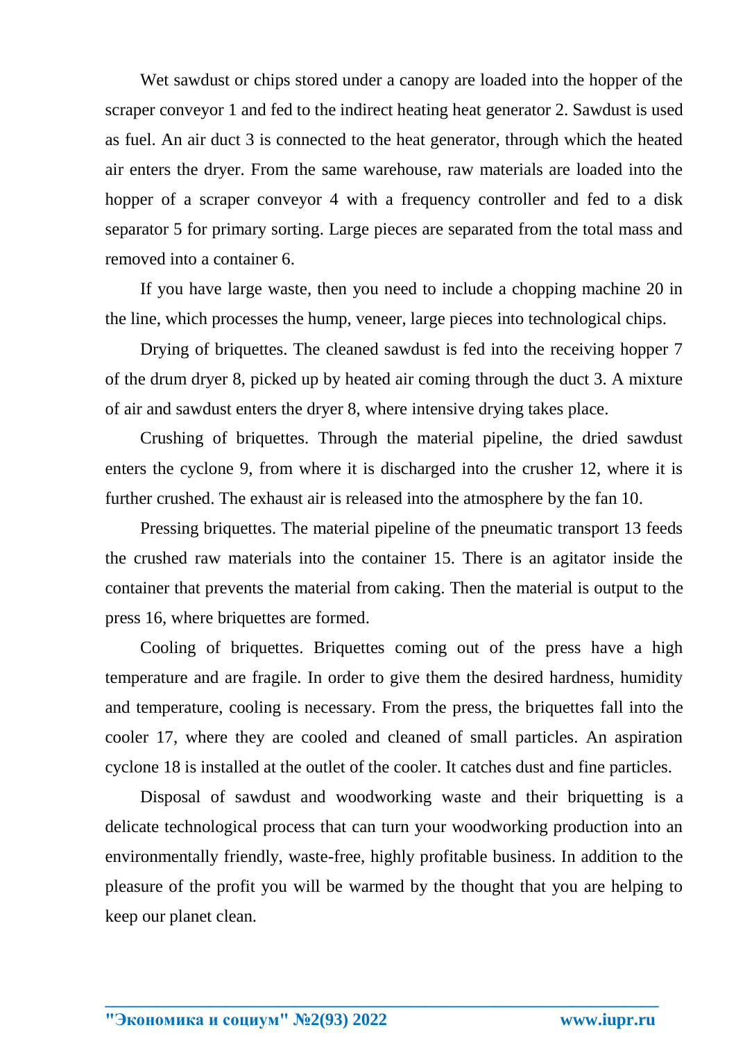Wet sawdust or chips stored under a canopy are loaded into the hopper of the scraper conveyor 1 and fed to the indirect heating heat generator 2. Sawdust is used as fuel. An air duct 3 is connected to the heat generator, through which the heated air enters the dryer. From the same warehouse, raw materials are loaded into the hopper of a scraper conveyor 4 with a frequency controller and fed to a disk separator 5 for primary sorting. Large pieces are separated from the total mass and removed into a container 6.

If you have large waste, then you need to include a chopping machine 20 in the line, which processes the hump, veneer, large pieces into technological chips.

Drying of briquettes. The cleaned sawdust is fed into the receiving hopper 7 of the drum dryer 8, picked up by heated air coming through the duct 3. A mixture of air and sawdust enters the dryer 8, where intensive drying takes place.

Crushing of briquettes. Through the material pipeline, the dried sawdust enters the cyclone 9, from where it is discharged into the crusher 12, where it is further crushed. The exhaust air is released into the atmosphere by the fan 10.

Pressing briquettes. The material pipeline of the pneumatic transport 13 feeds the crushed raw materials into the container 15. There is an agitator inside the container that prevents the material from caking. Then the material is output to the press 16, where briquettes are formed.

Cooling of briquettes. Briquettes coming out of the press have a high temperature and are fragile. In order to give them the desired hardness, humidity and temperature, cooling is necessary. From the press, the briquettes fall into the cooler 17, where they are cooled and cleaned of small particles. An aspiration cyclone 18 is installed at the outlet of the cooler. It catches dust and fine particles.

Disposal of sawdust and woodworking waste and their briquetting is a delicate technological process that can turn your woodworking production into an environmentally friendly, waste-free, highly profitable business. In addition to the pleasure of the profit you will be warmed by the thought that you are helping to keep our planet clean.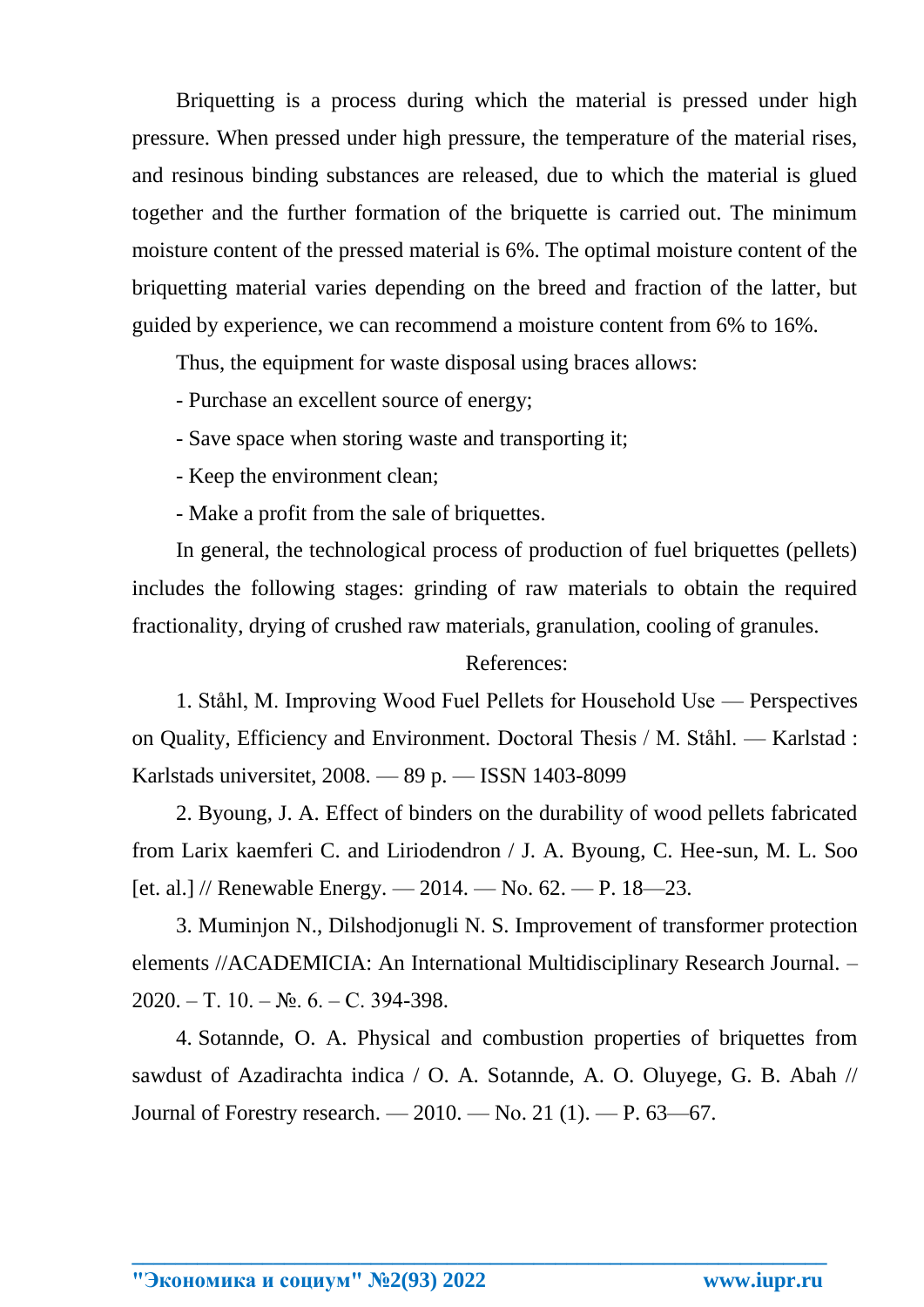Briquetting is a process during which the material is pressed under high pressure. When pressed under high pressure, the temperature of the material rises, and resinous binding substances are released, due to which the material is glued together and the further formation of the briquette is carried out. The minimum moisture content of the pressed material is 6%. The optimal moisture content of the briquetting material varies depending on the breed and fraction of the latter, but guided by experience, we can recommend a moisture content from 6% to 16%.

Thus, the equipment for waste disposal using braces allows:

- Purchase an excellent source of energy;
- Save space when storing waste and transporting it;
- Keep the environment clean;
- Make a profit from the sale of briquettes.

In general, the technological process of production of fuel briquettes (pellets) includes the following stages: grinding of raw materials to obtain the required fractionality, drying of crushed raw materials, granulation, cooling of granules.

References:

1. Ståhl, M. Improving Wood Fuel Pellets for Household Use — Perspectives on Quality, Efficiency and Environment. Doctoral Thesis / M. Ståhl. — Karlstad : Karlstads universitet, 2008. — 89 p. — ISSN 1403-8099

2. Byoung, J. A. Effect of binders on the durability of wood pellets fabricated from Larix kaemferi C. and Liriodendron / J. A. Byoung, C. Hee-sun, M. L. Soo [et. al.] // Renewable Energy. — 2014. — No. 62. — P. 18—23.

3. Muminjon N., Dilshodjonugli N. S. Improvement of transformer protection elements //ACADEMICIA: An International Multidisciplinary Research Journal. – 2020. – Т. 10. – №. 6. – С. 394-398.

4. Sotannde, O. A. Physical and combustion properties of briquettes from sawdust of Azadirachta indica / O. A. Sotannde, A. O. Oluyege, G. B. Abah // Journal of Forestry research. — 2010. — No. 21 (1). — P. 63—67.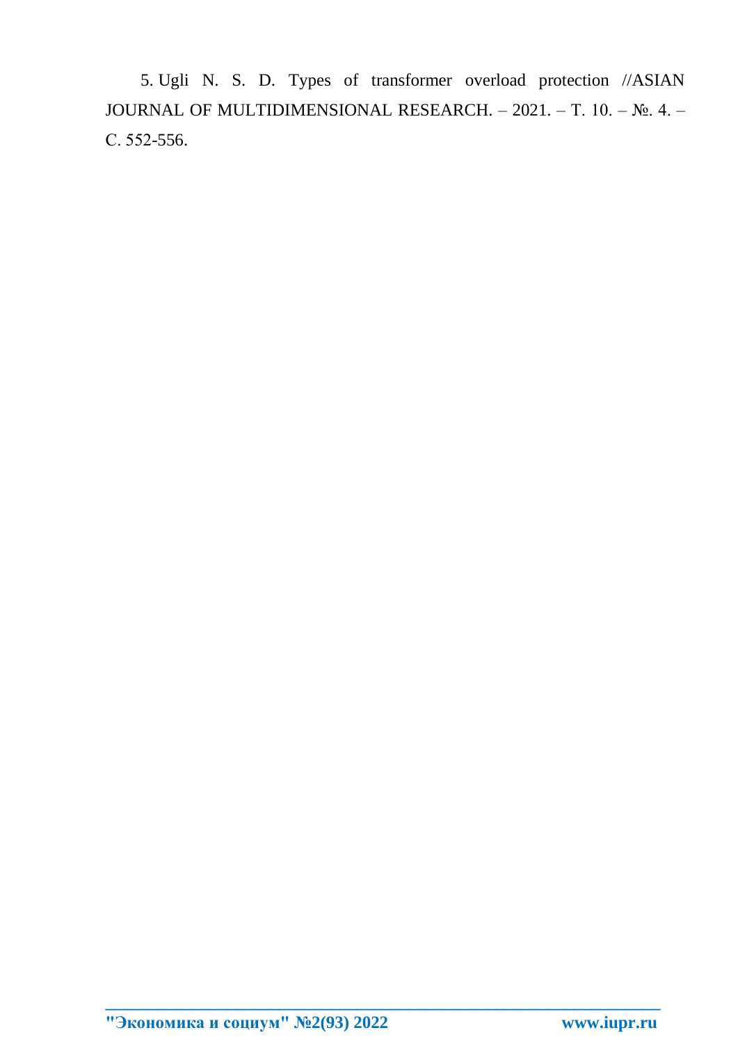5. Ugli N. S. D. Types of transformer overload protection //ASIAN JOURNAL OF MULTIDIMENSIONAL RESEARCH. – 2021. – Т. 10. – №. 4. – С. 552-556.